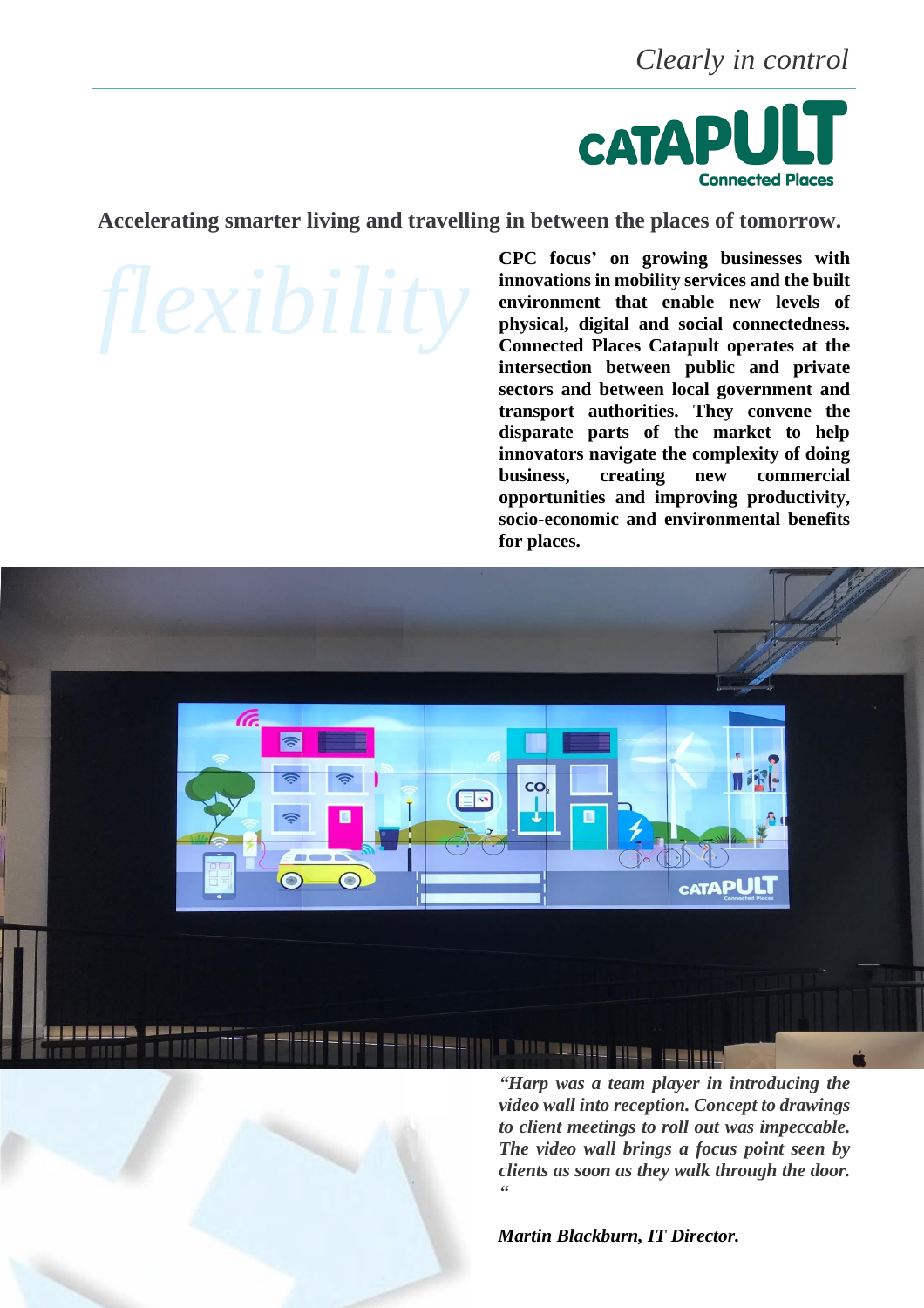*Clearly in control*

**Accelerating smarter living and travelling in between the places of tomorrow.**

*flexibility*

**CPC focus' on growing businesses with innovations in mobility services and the built environment that enable new levels of physical, digital and social connectedness. Connected Places Catapult operates at the intersection between public and private sectors and between local government and transport authorities. They convene the disparate parts of the market to help innovators navigate the complexity of doing business, creating new commercial opportunities and improving productivity, socio-economic and environmental benefits for places.**

***"Harp was a team player in introducing the video wall into reception. Concept to drawings to client meetings to roll out was impeccable. The video wall brings a focus point seen by clients as soon as they walk through the door. "***

***Martin Blackburn, IT Director.***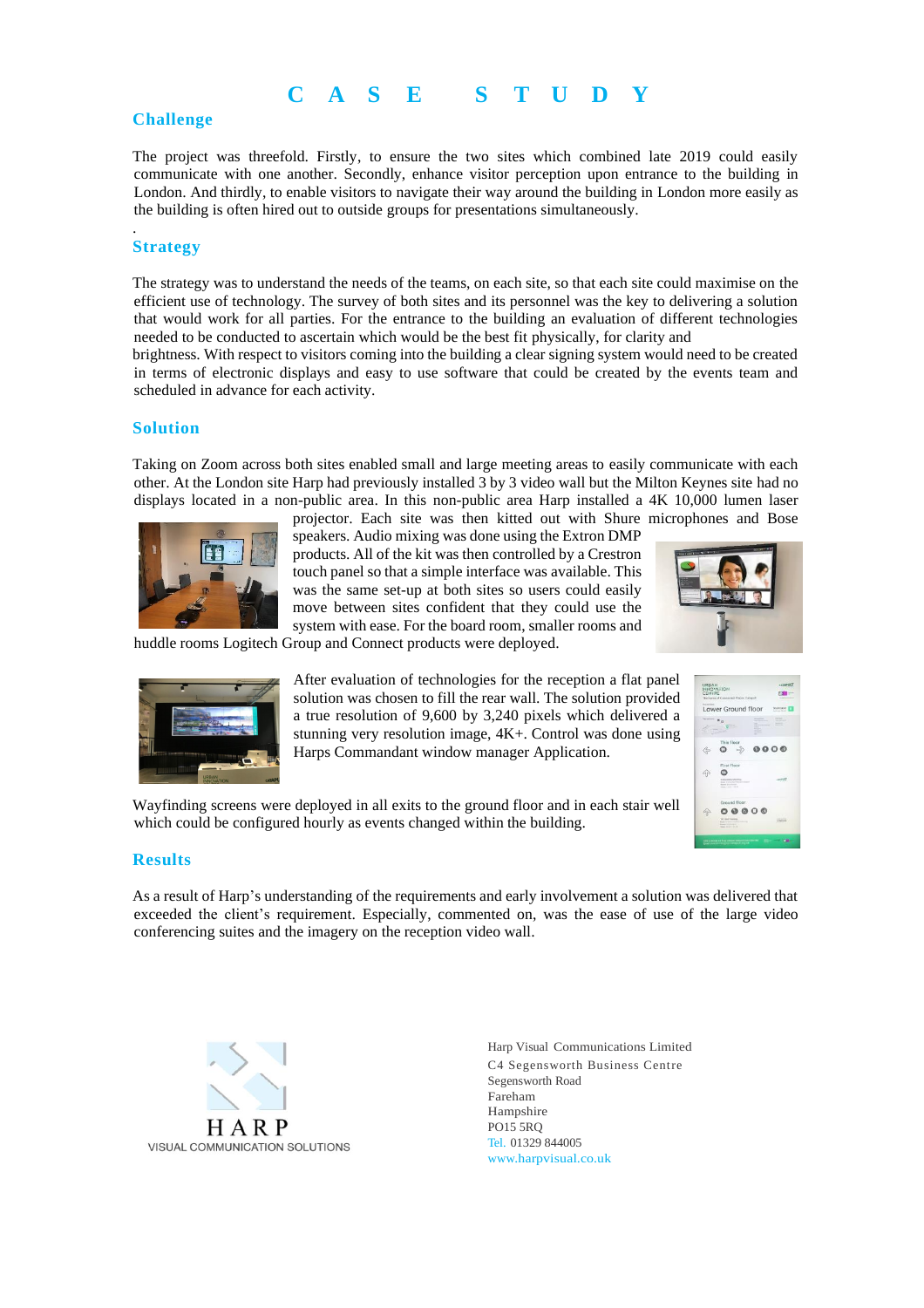# CASE STUDY

## Challenge

The project was threefold. Firstly, to ensure the two sites which combined late 2019 could easily communicate with one another. Secondly, enhance visitor perception upon entrance to the building in London. And thirdly, to enable visitors to navigate their way around the building in London more easily as the building is often hired out to outside groups for presentations simultaneously.

## Strategy

The strategy was to understand the needs of the teams, on each site, so that each site could maximise on the efficient use of technology. The survey of both sites and its personnel was the key to delivering a solution that would work for all parties. For the entrance to the building an evaluation of different technologies needed to be conducted to ascertain which would be the best fit physically, for clarity and brightness. With respect to visitors coming into the building a clear signing system would need to be created in terms of electronic displays and easy to use software that could be created by the events team and scheduled in advance for each activity.

## Solution

Taking on Zoom across both sites enabled small and large meeting areas to easily communicate with each other. At the London site Harp had previously installed 3 by 3 video wall but the Milton Keynes site had no displays located in a non-public area. In this non-public area Harp installed a 4K 10,000 lumen laser projector. Each site was then kitted out with Shure microphones and Bose speakers. Audio mixing was done using the Extron DMP products. All of the kit was then controlled by a Crestron touch panel so that a simple interface was available. This was the same set-up at both sites so users could easily move between sites confident that they could use the system with ease. For the board room, smaller rooms and huddle rooms Logitech Group and Connect products were deployed.

After evaluation of technologies for the reception a flat panel solution was chosen to fill the rear wall. The solution provided a true resolution of 9,600 by 3,240 pixels which delivered a stunning very resolution image, 4K+. Control was done using Harps Commandant window manager Application.

Wayfinding screens were deployed in all exits to the ground floor and in each stair well which could be configured hourly as events changed within the building.

## Results

As a result of Harp's understanding of the requirements and early involvement a solution was delivered that exceeded the client's requirement. Especially, commented on, was the ease of use of the large video conferencing suites and the imagery on the reception video wall.

HARP
VISUAL COMMUNICATION SOLUTIONS

Harp Visual Communications Limited
C4 Segensworth Business Centre
Segensworth Road
Fareham
Hampshire
PO15 5RQ
Tel. 01329 844005
www.harpvisual.co.uk